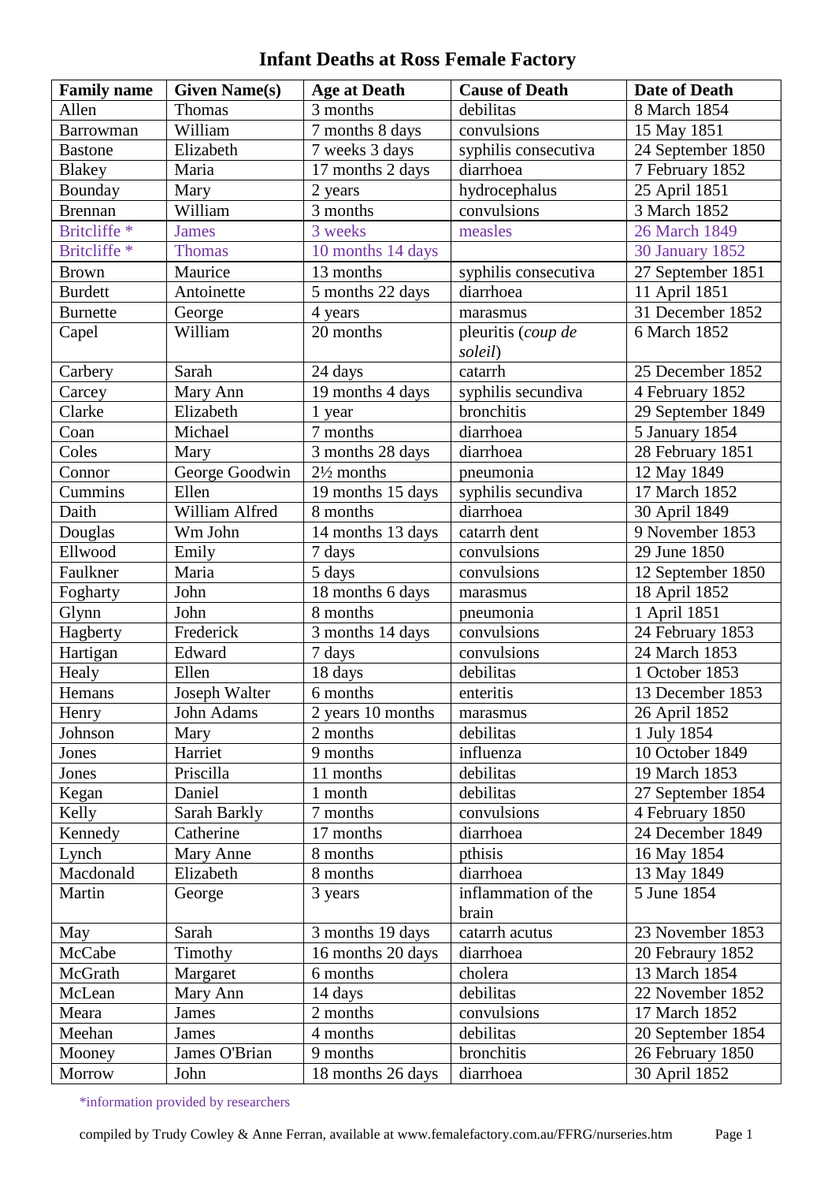# Infant Deaths at Ross Female Factory

| Family name | Given Name(s) | Age at Death | Cause of Death | Date of Death |
|---|---|---|---|---|
| Allen | Thomas | 3 months | debilitas | 8 March 1854 |
| Barrowman | William | 7 months 8 days | convulsions | 15 May 1851 |
| Bastone | Elizabeth | 7 weeks 3 days | syphilis consecutiva | 24 September 1850 |
| Blakey | Maria | 17 months 2 days | diarrhoea | 7 February 1852 |
| Bounday | Mary | 2 years | hydrocephalus | 25 April 1851 |
| Brennan | William | 3 months | convulsions | 3 March 1852 |
| Britcliffe * | James | 3 weeks | measles | 26 March 1849 |
| Britcliffe * | Thomas | 10 months 14 days | | 30 January 1852 |
| Brown | Maurice | 13 months | syphilis consecutiva | 27 September 1851 |
| Burdett | Antoinette | 5 months 22 days | diarrhoea | 11 April 1851 |
| Burnette | George | 4 years | marasmus | 31 December 1852 |
| Capel | William | 20 months | pleuritis (*coup de soleil*) | 6 March 1852 |
| Carbery | Sarah | 24 days | catarrh | 25 December 1852 |
| Carcey | Mary Ann | 19 months 4 days | syphilis secundiva | 4 February 1852 |
| Clarke | Elizabeth | 1 year | bronchitis | 29 September 1849 |
| Coan | Michael | 7 months | diarrhoea | 5 January 1854 |
| Coles | Mary | 3 months 28 days | diarrhoea | 28 February 1851 |
| Connor | George Goodwin | 2½ months | pneumonia | 12 May 1849 |
| Cummins | Ellen | 19 months 15 days | syphilis secundiva | 17 March 1852 |
| Daith | William Alfred | 8 months | diarrhoea | 30 April 1849 |
| Douglas | Wm John | 14 months 13 days | catarrh dent | 9 November 1853 |
| Ellwood | Emily | 7 days | convulsions | 29 June 1850 |
| Faulkner | Maria | 5 days | convulsions | 12 September 1850 |
| Fogharty | John | 18 months 6 days | marasmus | 18 April 1852 |
| Glynn | John | 8 months | pneumonia | 1 April 1851 |
| Hagberty | Frederick | 3 months 14 days | convulsions | 24 February 1853 |
| Hartigan | Edward | 7 days | convulsions | 24 March 1853 |
| Healy | Ellen | 18 days | debilitas | 1 October 1853 |
| Hemans | Joseph Walter | 6 months | enteritis | 13 December 1853 |
| Henry | John Adams | 2 years 10 months | marasmus | 26 April 1852 |
| Johnson | Mary | 2 months | debilitas | 1 July 1854 |
| Jones | Harriet | 9 months | influenza | 10 October 1849 |
| Jones | Priscilla | 11 months | debilitas | 19 March 1853 |
| Kegan | Daniel | 1 month | debilitas | 27 September 1854 |
| Kelly | Sarah Barkly | 7 months | convulsions | 4 February 1850 |
| Kennedy | Catherine | 17 months | diarrhoea | 24 December 1849 |
| Lynch | Mary Anne | 8 months | pthisis | 16 May 1854 |
| Macdonald | Elizabeth | 8 months | diarrhoea | 13 May 1849 |
| Martin | George | 3 years | inflammation of the brain | 5 June 1854 |
| May | Sarah | 3 months 19 days | catarrh acutus | 23 November 1853 |
| McCabe | Timothy | 16 months 20 days | diarrhoea | 20 February 1852 |
| McGrath | Margaret | 6 months | cholera | 13 March 1854 |
| McLean | Mary Ann | 14 days | debilitas | 22 November 1852 |
| Meara | James | 2 months | convulsions | 17 March 1852 |
| Meehan | James | 4 months | debilitas | 20 September 1854 |
| Mooney | James O'Brian | 9 months | bronchitis | 26 February 1850 |
| Morrow | John | 18 months 26 days | diarrhoea | 30 April 1852 |

*information provided by researchers

compiled by Trudy Cowley & Anne Ferran, available at www.femalefactory.com.au/FFRG/nurseries.htm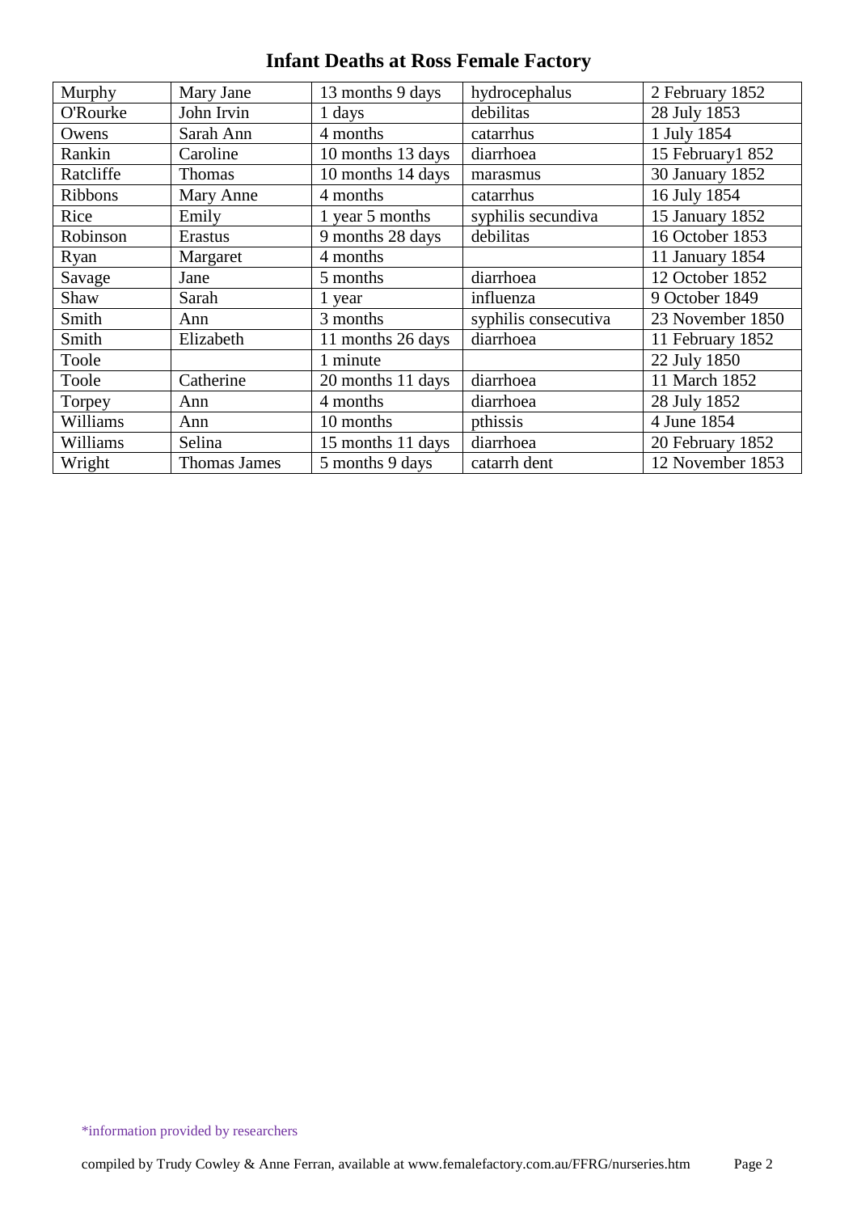## Infant Deaths at Ross Female Factory

| | | | | |
|---|---|---|---|---|
| Murphy | Mary Jane | 13 months 9 days | hydrocephalus | 2 February 1852 |
| O'Rourke | John Irvin | 1 days | debilitas | 28 July 1853 |
| Owens | Sarah Ann | 4 months | catarrhus | 1 July 1854 |
| Rankin | Caroline | 10 months 13 days | diarrhoea | 15 February1 852 |
| Ratcliffe | Thomas | 10 months 14 days | marasmus | 30 January 1852 |
| Ribbons | Mary Anne | 4 months | catarrhus | 16 July 1854 |
| Rice | Emily | 1 year 5 months | syphilis secundiva | 15 January 1852 |
| Robinson | Erastus | 9 months 28 days | debilitas | 16 October 1853 |
| Ryan | Margaret | 4 months | | 11 January 1854 |
| Savage | Jane | 5 months | diarrhoea | 12 October 1852 |
| Shaw | Sarah | 1 year | influenza | 9 October 1849 |
| Smith | Ann | 3 months | syphilis consecutiva | 23 November 1850 |
| Smith | Elizabeth | 11 months 26 days | diarrhoea | 11 February 1852 |
| Toole | | 1 minute | | 22 July 1850 |
| Toole | Catherine | 20 months 11 days | diarrhoea | 11 March 1852 |
| Torpey | Ann | 4 months | diarrhoea | 28 July 1852 |
| Williams | Ann | 10 months | pthissis | 4 June 1854 |
| Williams | Selina | 15 months 11 days | diarrhoea | 20 February 1852 |
| Wright | Thomas James | 5 months 9 days | catarrh dent | 12 November 1853 |

*information provided by researchers

compiled by Trudy Cowley & Anne Ferran, available at www.femalefactory.com.au/FFRG/nurseries.htm